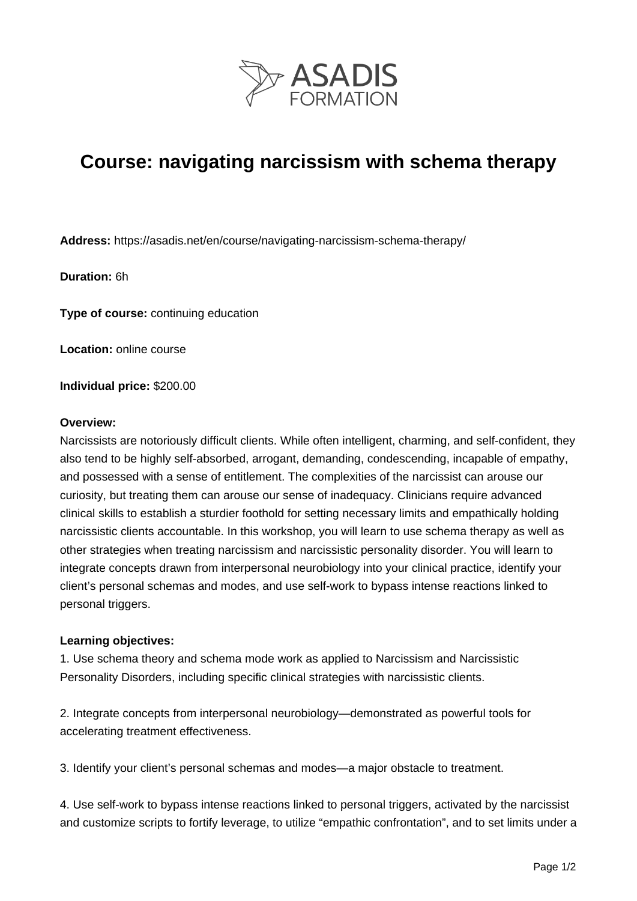ASADIS FORMATION

# Course: navigating narcissism with schema therapy

**Address:** https://asadis.net/en/course/navigating-narcissism-schema-therapy/

**Duration:** 6h

**Type of course:** continuing education

**Location:** online course

**Individual price:** $200.00

**Overview:**
Narcissists are notoriously difficult clients. While often intelligent, charming, and self-confident, they also tend to be highly self-absorbed, arrogant, demanding, condescending, incapable of empathy, and possessed with a sense of entitlement. The complexities of the narcissist can arouse our curiosity, but treating them can arouse our sense of inadequacy. Clinicians require advanced clinical skills to establish a sturdier foothold for setting necessary limits and empathically holding narcissistic clients accountable. In this workshop, you will learn to use schema therapy as well as other strategies when treating narcissism and narcissistic personality disorder. You will learn to integrate concepts drawn from interpersonal neurobiology into your clinical practice, identify your client's personal schemas and modes, and use self-work to bypass intense reactions linked to personal triggers.

**Learning objectives:**

1. Use schema theory and schema mode work as applied to Narcissism and Narcissistic Personality Disorders, including specific clinical strategies with narcissistic clients.

2. Integrate concepts from interpersonal neurobiology—demonstrated as powerful tools for accelerating treatment effectiveness.

3. Identify your client's personal schemas and modes—a major obstacle to treatment.

4. Use self-work to bypass intense reactions linked to personal triggers, activated by the narcissist and customize scripts to fortify leverage, to utilize "empathic confrontation", and to set limits under a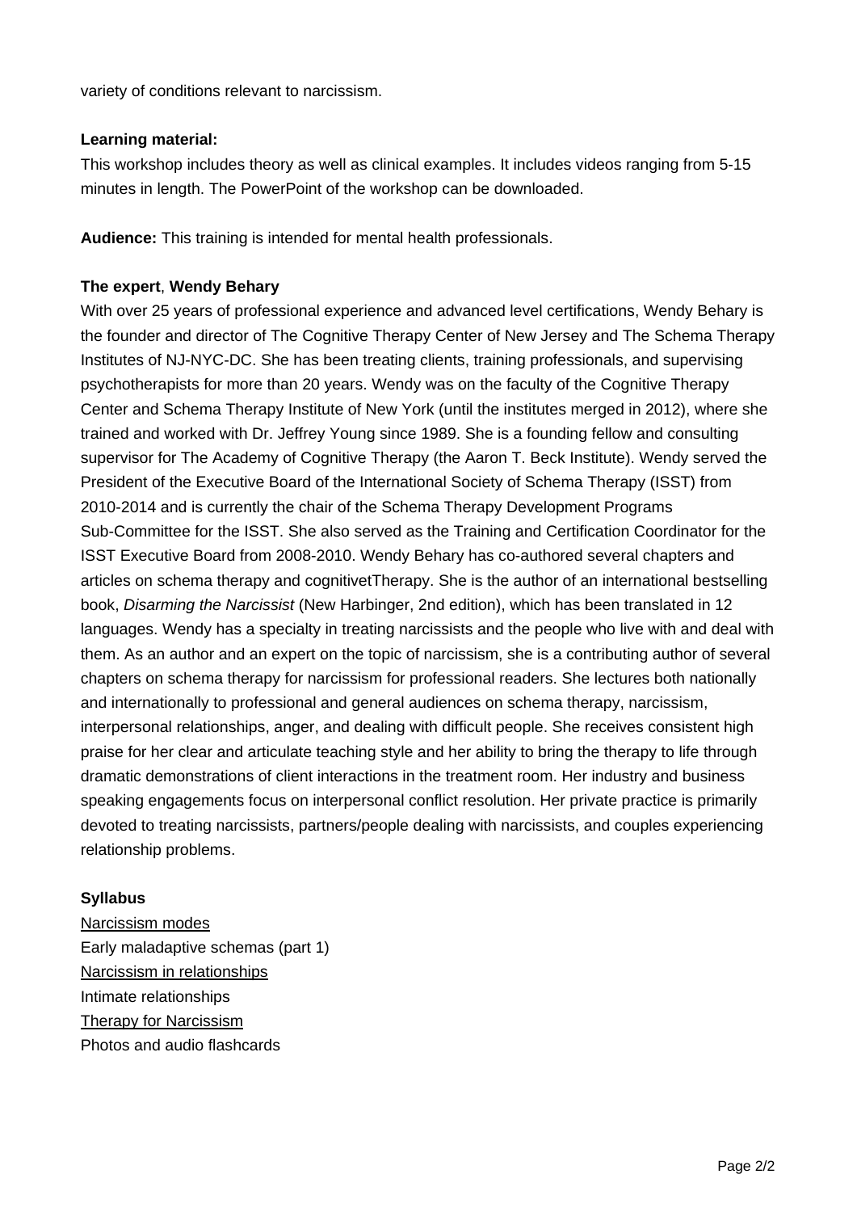variety of conditions relevant to narcissism.

**Learning material:**

This workshop includes theory as well as clinical examples. It includes videos ranging from 5-15 minutes in length. The PowerPoint of the workshop can be downloaded.

**Audience:** This training is intended for mental health professionals.

**The expert**, **Wendy Behary**

With over 25 years of professional experience and advanced level certifications, Wendy Behary is the founder and director of The Cognitive Therapy Center of New Jersey and The Schema Therapy Institutes of NJ-NYC-DC. She has been treating clients, training professionals, and supervising psychotherapists for more than 20 years. Wendy was on the faculty of the Cognitive Therapy Center and Schema Therapy Institute of New York (until the institutes merged in 2012), where she trained and worked with Dr. Jeffrey Young since 1989. She is a founding fellow and consulting supervisor for The Academy of Cognitive Therapy (the Aaron T. Beck Institute). Wendy served the President of the Executive Board of the International Society of Schema Therapy (ISST) from 2010-2014 and is currently the chair of the Schema Therapy Development Programs Sub-Committee for the ISST. She also served as the Training and Certification Coordinator for the ISST Executive Board from 2008-2010. Wendy Behary has co-authored several chapters and articles on schema therapy and cognitivetTherapy. She is the author of an international bestselling book, *Disarming the Narcissist* (New Harbinger, 2nd edition), which has been translated in 12 languages. Wendy has a specialty in treating narcissists and the people who live with and deal with them. As an author and an expert on the topic of narcissism, she is a contributing author of several chapters on schema therapy for narcissism for professional readers. She lectures both nationally and internationally to professional and general audiences on schema therapy, narcissism, interpersonal relationships, anger, and dealing with difficult people. She receives consistent high praise for her clear and articulate teaching style and her ability to bring the therapy to life through dramatic demonstrations of client interactions in the treatment room. Her industry and business speaking engagements focus on interpersonal conflict resolution. Her private practice is primarily devoted to treating narcissists, partners/people dealing with narcissists, and couples experiencing relationship problems.

**Syllabus**

Narcissism modes
Early maladaptive schemas (part 1)
Narcissism in relationships
Intimate relationships
Therapy for Narcissism
Photos and audio flashcards